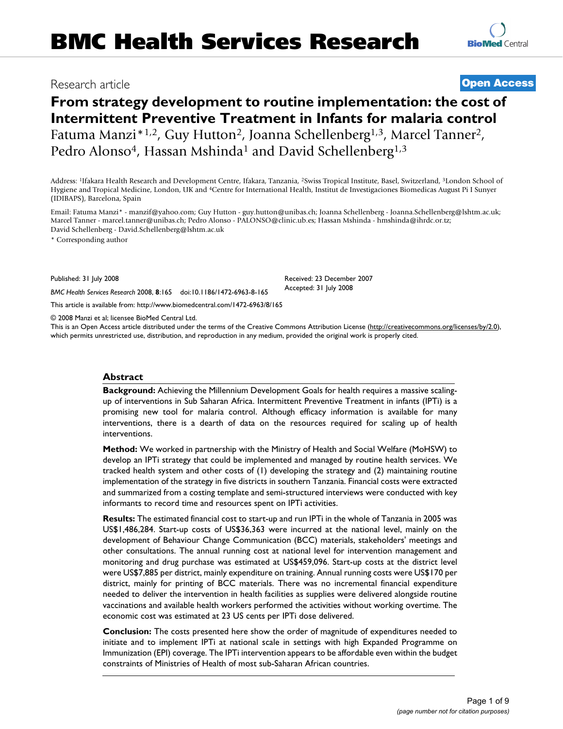# BMC Health Services Research

Research article **Open Access**

## From strategy development to routine implementation: the cost of Intermittent Preventive Treatment in Infants for malaria control

Fatuma Manzi*[1,2], Guy Hutton[2], Joanna Schellenberg[1,3], Marcel Tanner[2], Pedro Alonso[4], Hassan Mshinda[1] and David Schellenberg[1,3]

Address: [1]Ifakara Health Research and Development Centre, Ifakara, Tanzania, [2]Swiss Tropical Institute, Basel, Switzerland, [3]London School of Hygiene and Tropical Medicine, London, UK and [4]Centre for International Health, Institut de Investigaciones Biomedicas August Pi I Sunyer (IDIBAPS), Barcelona, Spain

Email: Fatuma Manzi* - manzif@yahoo.com; Guy Hutton - guy.hutton@unibas.ch; Joanna Schellenberg - Joanna.Schellenberg@lshtm.ac.uk; Marcel Tanner - marcel.tanner@unibas.ch; Pedro Alonso - PALONSO@clinic.ub.es; Hassan Mshinda - hmshinda@ihrdc.or.tz; David Schellenberg - David.Schellenberg@lshtm.ac.uk

\* Corresponding author

Published: 31 July 2008

*BMC Health Services Research* 2008, **8**:165 doi:10.1186/1472-6963-8-165

Received: 23 December 2007
Accepted: 31 July 2008

This article is available from: http://www.biomedcentral.com/1472-6963/8/165

© 2008 Manzi et al; licensee BioMed Central Ltd.
This is an Open Access article distributed under the terms of the Creative Commons Attribution License (http://creativecommons.org/licenses/by/2.0), which permits unrestricted use, distribution, and reproduction in any medium, provided the original work is properly cited.

## Abstract

**Background:** Achieving the Millennium Development Goals for health requires a massive scaling-up of interventions in Sub Saharan Africa. Intermittent Preventive Treatment in infants (IPTi) is a promising new tool for malaria control. Although efficacy information is available for many interventions, there is a dearth of data on the resources required for scaling up of health interventions.

**Method:** We worked in partnership with the Ministry of Health and Social Welfare (MoHSW) to develop an IPTi strategy that could be implemented and managed by routine health services. We tracked health system and other costs of (1) developing the strategy and (2) maintaining routine implementation of the strategy in five districts in southern Tanzania. Financial costs were extracted and summarized from a costing template and semi-structured interviews were conducted with key informants to record time and resources spent on IPTi activities.

**Results:** The estimated financial cost to start-up and run IPTi in the whole of Tanzania in 2005 was US$1,486,284. Start-up costs of US$36,363 were incurred at the national level, mainly on the development of Behaviour Change Communication (BCC) materials, stakeholders' meetings and other consultations. The annual running cost at national level for intervention management and monitoring and drug purchase was estimated at US$459,096. Start-up costs at the district level were US$7,885 per district, mainly expenditure on training. Annual running costs were US$170 per district, mainly for printing of BCC materials. There was no incremental financial expenditure needed to deliver the intervention in health facilities as supplies were delivered alongside routine vaccinations and available health workers performed the activities without working overtime. The economic cost was estimated at 23 US cents per IPTi dose delivered.

**Conclusion:** The costs presented here show the order of magnitude of expenditures needed to initiate and to implement IPTi at national scale in settings with high Expanded Programme on Immunization (EPI) coverage. The IPTi intervention appears to be affordable even within the budget constraints of Ministries of Health of most sub-Saharan African countries.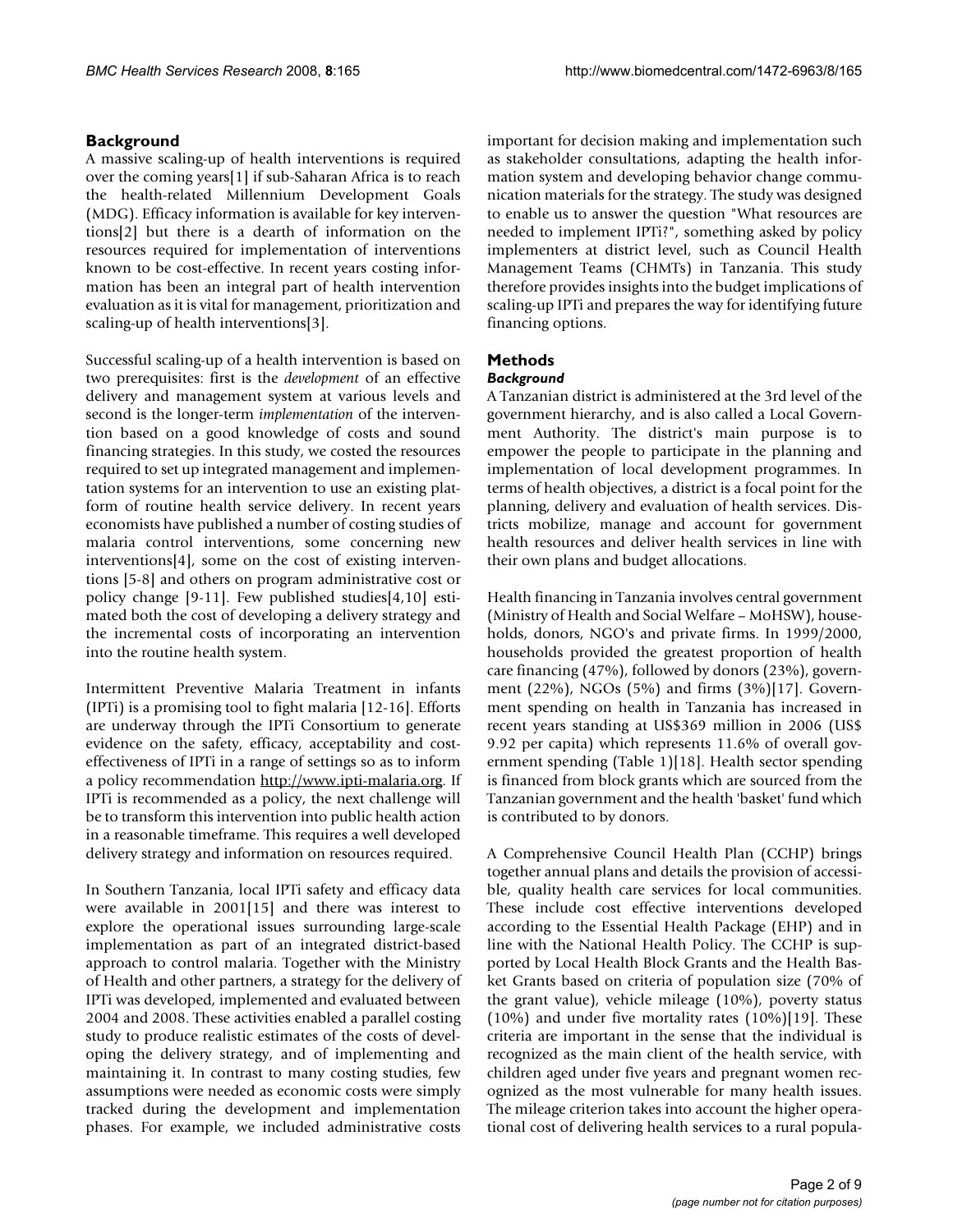## Background

A massive scaling-up of health interventions is required over the coming years[1] if sub-Saharan Africa is to reach the health-related Millennium Development Goals (MDG). Efficacy information is available for key interventions[2] but there is a dearth of information on the resources required for implementation of interventions known to be cost-effective. In recent years costing information has been an integral part of health intervention evaluation as it is vital for management, prioritization and scaling-up of health interventions[3].

Successful scaling-up of a health intervention is based on two prerequisites: first is the *development* of an effective delivery and management system at various levels and second is the longer-term *implementation* of the intervention based on a good knowledge of costs and sound financing strategies. In this study, we costed the resources required to set up integrated management and implementation systems for an intervention to use an existing platform of routine health service delivery. In recent years economists have published a number of costing studies of malaria control interventions, some concerning new interventions[4], some on the cost of existing interventions [5-8] and others on program administrative cost or policy change [9-11]. Few published studies[4,10] estimated both the cost of developing a delivery strategy and the incremental costs of incorporating an intervention into the routine health system.

Intermittent Preventive Malaria Treatment in infants (IPTi) is a promising tool to fight malaria [12-16]. Efforts are underway through the IPTi Consortium to generate evidence on the safety, efficacy, acceptability and cost-effectiveness of IPTi in a range of settings so as to inform a policy recommendation http://www.ipti-malaria.org. If IPTi is recommended as a policy, the next challenge will be to transform this intervention into public health action in a reasonable timeframe. This requires a well developed delivery strategy and information on resources required.

In Southern Tanzania, local IPTi safety and efficacy data were available in 2001[15] and there was interest to explore the operational issues surrounding large-scale implementation as part of an integrated district-based approach to control malaria. Together with the Ministry of Health and other partners, a strategy for the delivery of IPTi was developed, implemented and evaluated between 2004 and 2008. These activities enabled a parallel costing study to produce realistic estimates of the costs of developing the delivery strategy, and of implementing and maintaining it. In contrast to many costing studies, few assumptions were needed as economic costs were simply tracked during the development and implementation phases. For example, we included administrative costs important for decision making and implementation such as stakeholder consultations, adapting the health information system and developing behavior change communication materials for the strategy. The study was designed to enable us to answer the question "What resources are needed to implement IPTi?", something asked by policy implementers at district level, such as Council Health Management Teams (CHMTs) in Tanzania. This study therefore provides insights into the budget implications of scaling-up IPTi and prepares the way for identifying future financing options.

## Methods

### *Background*

A Tanzanian district is administered at the 3rd level of the government hierarchy, and is also called a Local Government Authority. The district's main purpose is to empower the people to participate in the planning and implementation of local development programmes. In terms of health objectives, a district is a focal point for the planning, delivery and evaluation of health services. Districts mobilize, manage and account for government health resources and deliver health services in line with their own plans and budget allocations.

Health financing in Tanzania involves central government (Ministry of Health and Social Welfare – MoHSW), households, donors, NGO's and private firms. In 1999/2000, households provided the greatest proportion of health care financing (47%), followed by donors (23%), government (22%), NGOs (5%) and firms (3%)[17]. Government spending on health in Tanzania has increased in recent years standing at US$369 million in 2006 (US$ 9.92 per capita) which represents 11.6% of overall government spending (Table 1)[18]. Health sector spending is financed from block grants which are sourced from the Tanzanian government and the health 'basket' fund which is contributed to by donors.

A Comprehensive Council Health Plan (CCHP) brings together annual plans and details the provision of accessible, quality health care services for local communities. These include cost effective interventions developed according to the Essential Health Package (EHP) and in line with the National Health Policy. The CCHP is supported by Local Health Block Grants and the Health Basket Grants based on criteria of population size (70% of the grant value), vehicle mileage (10%), poverty status (10%) and under five mortality rates (10%)[19]. These criteria are important in the sense that the individual is recognized as the main client of the health service, with children aged under five years and pregnant women recognized as the most vulnerable for many health issues. The mileage criterion takes into account the higher operational cost of delivering health services to a rural popula-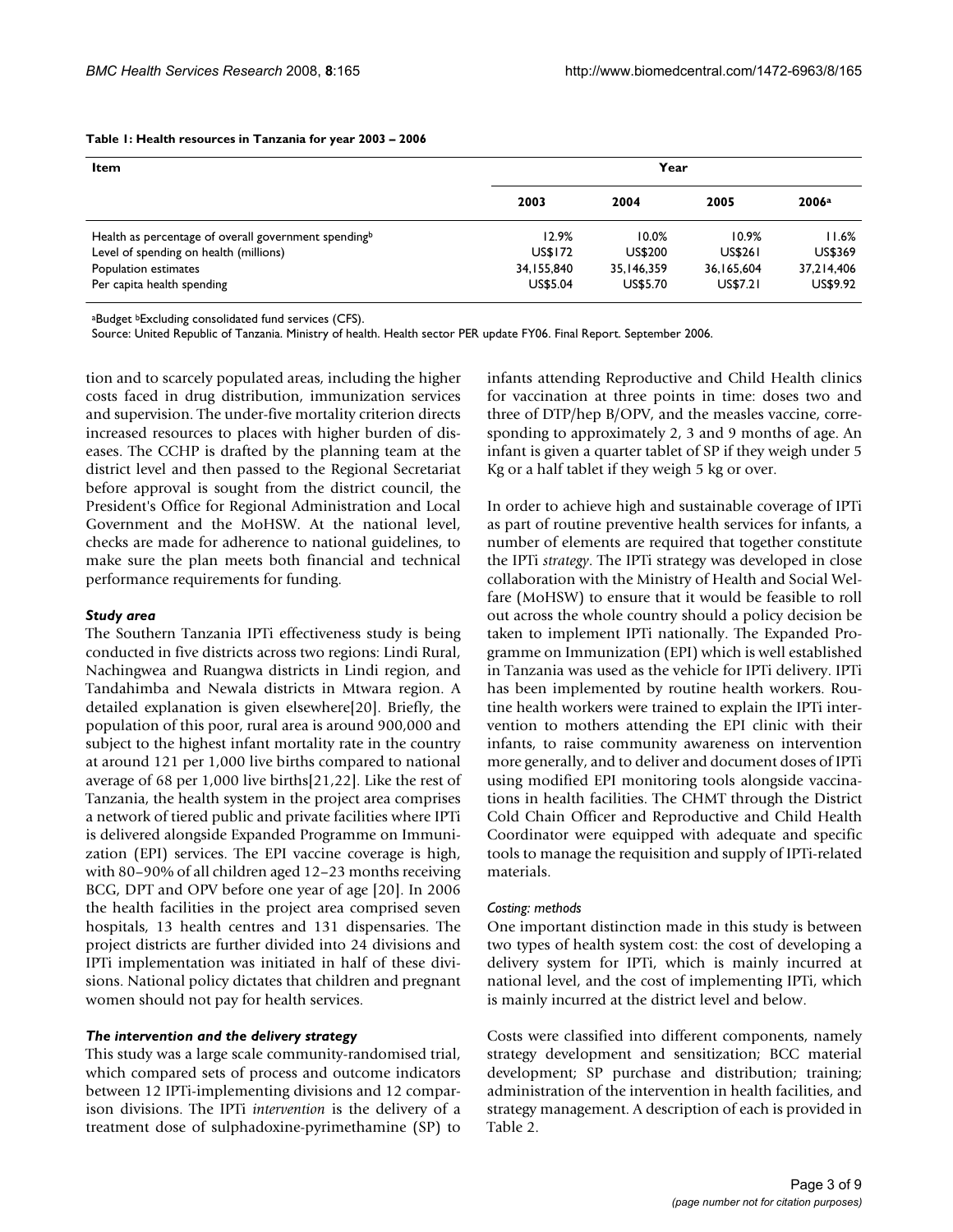**Table 1: Health resources in Tanzania for year 2003 – 2006**

| Item | Year | | | |
|---|---|---|---|---|
| | 2003 | 2004 | 2005 | 2006[a] |
| Health as percentage of overall government spending[b] | 12.9% | 10.0% | 10.9% | 11.6% |
| Level of spending on health (millions) | US$172 | US$200 | US$261 | US$369 |
| Population estimates | 34,155,840 | 35,146,359 | 36,165,604 | 37,214,406 |
| Per capita health spending | US$5.04 | US$5.70 | US$7.21 | US$9.92 |

[a]Budget [b]Excluding consolidated fund services (CFS).

Source: United Republic of Tanzania. Ministry of health. Health sector PER update FY06. Final Report. September 2006.

tion and to scarcely populated areas, including the higher costs faced in drug distribution, immunization services and supervision. The under-five mortality criterion directs increased resources to places with higher burden of diseases. The CCHP is drafted by the planning team at the district level and then passed to the Regional Secretariat before approval is sought from the district council, the President's Office for Regional Administration and Local Government and the MoHSW. At the national level, checks are made for adherence to national guidelines, to make sure the plan meets both financial and technical performance requirements for funding.

### *Study area*

The Southern Tanzania IPTi effectiveness study is being conducted in five districts across two regions: Lindi Rural, Nachingwea and Ruangwa districts in Lindi region, and Tandahimba and Newala districts in Mtwara region. A detailed explanation is given elsewhere[20]. Briefly, the population of this poor, rural area is around 900,000 and subject to the highest infant mortality rate in the country at around 121 per 1,000 live births compared to national average of 68 per 1,000 live births[21,22]. Like the rest of Tanzania, the health system in the project area comprises a network of tiered public and private facilities where IPTi is delivered alongside Expanded Programme on Immunization (EPI) services. The EPI vaccine coverage is high, with 80–90% of all children aged 12–23 months receiving BCG, DPT and OPV before one year of age [20]. In 2006 the health facilities in the project area comprised seven hospitals, 13 health centres and 131 dispensaries. The project districts are further divided into 24 divisions and IPTi implementation was initiated in half of these divisions. National policy dictates that children and pregnant women should not pay for health services.

### *The intervention and the delivery strategy*

This study was a large scale community-randomised trial, which compared sets of process and outcome indicators between 12 IPTi-implementing divisions and 12 comparison divisions. The IPTi *intervention* is the delivery of a treatment dose of sulphadoxine-pyrimethamine (SP) to infants attending Reproductive and Child Health clinics for vaccination at three points in time: doses two and three of DTP/hep B/OPV, and the measles vaccine, corresponding to approximately 2, 3 and 9 months of age. An infant is given a quarter tablet of SP if they weigh under 5 Kg or a half tablet if they weigh 5 kg or over.

In order to achieve high and sustainable coverage of IPTi as part of routine preventive health services for infants, a number of elements are required that together constitute the IPTi *strategy*. The IPTi strategy was developed in close collaboration with the Ministry of Health and Social Welfare (MoHSW) to ensure that it would be feasible to roll out across the whole country should a policy decision be taken to implement IPTi nationally. The Expanded Programme on Immunization (EPI) which is well established in Tanzania was used as the vehicle for IPTi delivery. IPTi has been implemented by routine health workers. Routine health workers were trained to explain the IPTi intervention to mothers attending the EPI clinic with their infants, to raise community awareness on intervention more generally, and to deliver and document doses of IPTi using modified EPI monitoring tools alongside vaccinations in health facilities. The CHMT through the District Cold Chain Officer and Reproductive and Child Health Coordinator were equipped with adequate and specific tools to manage the requisition and supply of IPTi-related materials.

### *Costing: methods*

One important distinction made in this study is between two types of health system cost: the cost of developing a delivery system for IPTi, which is mainly incurred at national level, and the cost of implementing IPTi, which is mainly incurred at the district level and below.

Costs were classified into different components, namely strategy development and sensitization; BCC material development; SP purchase and distribution; training; administration of the intervention in health facilities, and strategy management. A description of each is provided in Table 2.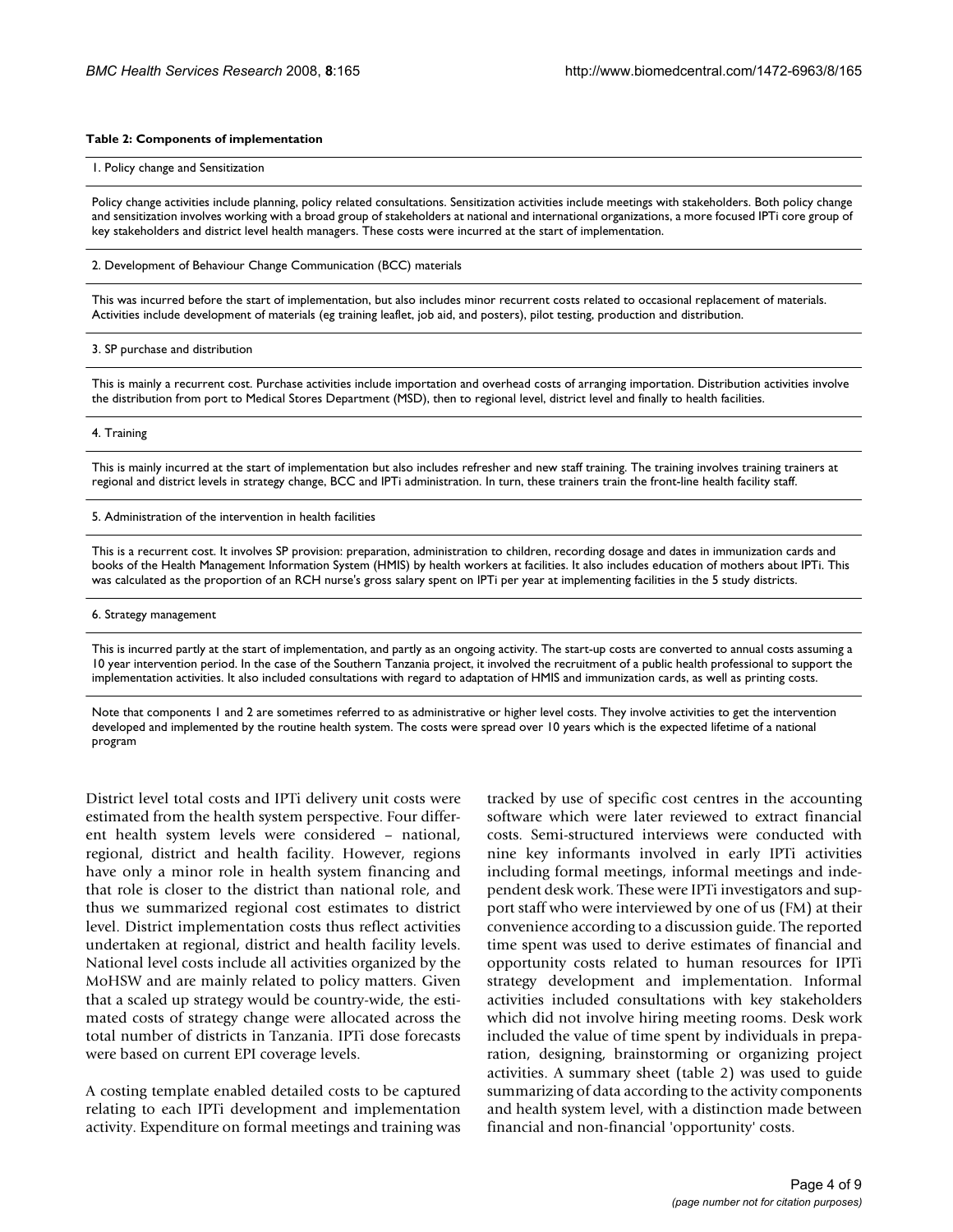**Table 2: Components of implementation**

| |
|---|
| 1. Policy change and Sensitization |
| Policy change activities include planning, policy related consultations. Sensitization activities include meetings with stakeholders. Both policy change and sensitization involves working with a broad group of stakeholders at national and international organizations, a more focused IPTi core group of key stakeholders and district level health managers. These costs were incurred at the start of implementation. |
| 2. Development of Behaviour Change Communication (BCC) materials |
| This was incurred before the start of implementation, but also includes minor recurrent costs related to occasional replacement of materials. Activities include development of materials (eg training leaflet, job aid, and posters), pilot testing, production and distribution. |
| 3. SP purchase and distribution |
| This is mainly a recurrent cost. Purchase activities include importation and overhead costs of arranging importation. Distribution activities involve the distribution from port to Medical Stores Department (MSD), then to regional level, district level and finally to health facilities. |
| 4. Training |
| This is mainly incurred at the start of implementation but also includes refresher and new staff training. The training involves training trainers at regional and district levels in strategy change, BCC and IPTi administration. In turn, these trainers train the front-line health facility staff. |
| 5. Administration of the intervention in health facilities |
| This is a recurrent cost. It involves SP provision: preparation, administration to children, recording dosage and dates in immunization cards and books of the Health Management Information System (HMIS) by health workers at facilities. It also includes education of mothers about IPTi. This was calculated as the proportion of an RCH nurse's gross salary spent on IPTi per year at implementing facilities in the 5 study districts. |
| 6. Strategy management |
| This is incurred partly at the start of implementation, and partly as an ongoing activity. The start-up costs are converted to annual costs assuming a 10 year intervention period. In the case of the Southern Tanzania project, it involved the recruitment of a public health professional to support the implementation activities. It also included consultations with regard to adaptation of HMIS and immunization cards, as well as printing costs. |

Note that components 1 and 2 are sometimes referred to as administrative or higher level costs. They involve activities to get the intervention developed and implemented by the routine health system. The costs were spread over 10 years which is the expected lifetime of a national program

District level total costs and IPTi delivery unit costs were estimated from the health system perspective. Four different health system levels were considered – national, regional, district and health facility. However, regions have only a minor role in health system financing and that role is closer to the district than national role, and thus we summarized regional cost estimates to district level. District implementation costs thus reflect activities undertaken at regional, district and health facility levels. National level costs include all activities organized by the MoHSW and are mainly related to policy matters. Given that a scaled up strategy would be country-wide, the estimated costs of strategy change were allocated across the total number of districts in Tanzania. IPTi dose forecasts were based on current EPI coverage levels.

A costing template enabled detailed costs to be captured relating to each IPTi development and implementation activity. Expenditure on formal meetings and training was tracked by use of specific cost centres in the accounting software which were later reviewed to extract financial costs. Semi-structured interviews were conducted with nine key informants involved in early IPTi activities including formal meetings, informal meetings and independent desk work. These were IPTi investigators and support staff who were interviewed by one of us (FM) at their convenience according to a discussion guide. The reported time spent was used to derive estimates of financial and opportunity costs related to human resources for IPTi strategy development and implementation. Informal activities included consultations with key stakeholders which did not involve hiring meeting rooms. Desk work included the value of time spent by individuals in preparation, designing, brainstorming or organizing project activities. A summary sheet (table 2) was used to guide summarizing of data according to the activity components and health system level, with a distinction made between financial and non-financial 'opportunity' costs.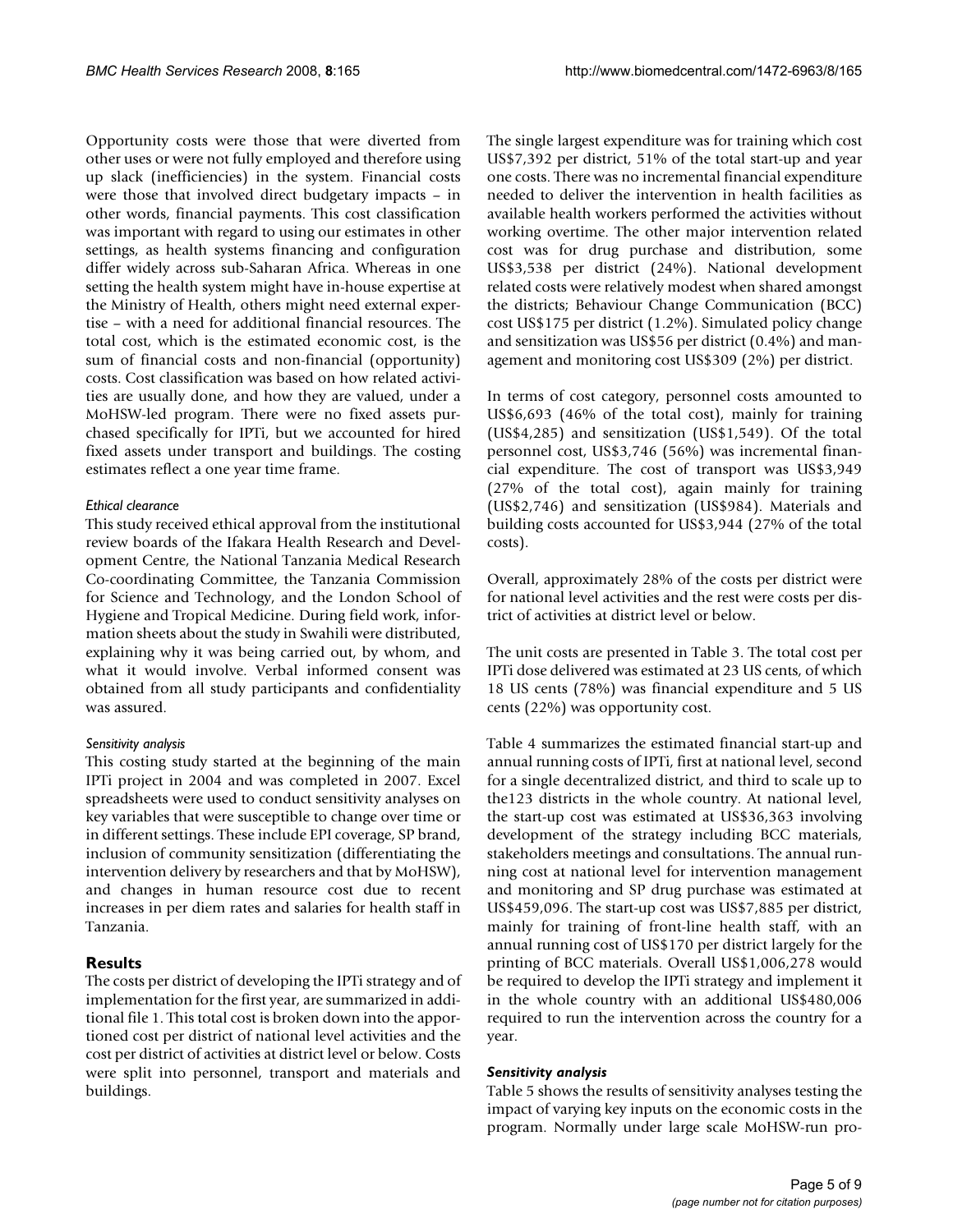Opportunity costs were those that were diverted from other uses or were not fully employed and therefore using up slack (inefficiencies) in the system. Financial costs were those that involved direct budgetary impacts – in other words, financial payments. This cost classification was important with regard to using our estimates in other settings, as health systems financing and configuration differ widely across sub-Saharan Africa. Whereas in one setting the health system might have in-house expertise at the Ministry of Health, others might need external expertise – with a need for additional financial resources. The total cost, which is the estimated economic cost, is the sum of financial costs and non-financial (opportunity) costs. Cost classification was based on how related activities are usually done, and how they are valued, under a MoHSW-led program. There were no fixed assets purchased specifically for IPTi, but we accounted for hired fixed assets under transport and buildings. The costing estimates reflect a one year time frame.

*Ethical clearance*

This study received ethical approval from the institutional review boards of the Ifakara Health Research and Development Centre, the National Tanzania Medical Research Co-coordinating Committee, the Tanzania Commission for Science and Technology, and the London School of Hygiene and Tropical Medicine. During field work, information sheets about the study in Swahili were distributed, explaining why it was being carried out, by whom, and what it would involve. Verbal informed consent was obtained from all study participants and confidentiality was assured.

*Sensitivity analysis*

This costing study started at the beginning of the main IPTi project in 2004 and was completed in 2007. Excel spreadsheets were used to conduct sensitivity analyses on key variables that were susceptible to change over time or in different settings. These include EPI coverage, SP brand, inclusion of community sensitization (differentiating the intervention delivery by researchers and that by MoHSW), and changes in human resource cost due to recent increases in per diem rates and salaries for health staff in Tanzania.

## Results

The costs per district of developing the IPTi strategy and of implementation for the first year, are summarized in additional file 1. This total cost is broken down into the apportioned cost per district of national level activities and the cost per district of activities at district level or below. Costs were split into personnel, transport and materials and buildings.

The single largest expenditure was for training which cost US$7,392 per district, 51% of the total start-up and year one costs. There was no incremental financial expenditure needed to deliver the intervention in health facilities as available health workers performed the activities without working overtime. The other major intervention related cost was for drug purchase and distribution, some US$3,538 per district (24%). National development related costs were relatively modest when shared amongst the districts; Behaviour Change Communication (BCC) cost US$175 per district (1.2%). Simulated policy change and sensitization was US$56 per district (0.4%) and management and monitoring cost US$309 (2%) per district.

In terms of cost category, personnel costs amounted to US$6,693 (46% of the total cost), mainly for training (US$4,285) and sensitization (US$1,549). Of the total personnel cost, US$3,746 (56%) was incremental financial expenditure. The cost of transport was US$3,949 (27% of the total cost), again mainly for training (US$2,746) and sensitization (US$984). Materials and building costs accounted for US$3,944 (27% of the total costs).

Overall, approximately 28% of the costs per district were for national level activities and the rest were costs per district of activities at district level or below.

The unit costs are presented in Table 3. The total cost per IPTi dose delivered was estimated at 23 US cents, of which 18 US cents (78%) was financial expenditure and 5 US cents (22%) was opportunity cost.

Table 4 summarizes the estimated financial start-up and annual running costs of IPTi, first at national level, second for a single decentralized district, and third to scale up to the123 districts in the whole country. At national level, the start-up cost was estimated at US$36,363 involving development of the strategy including BCC materials, stakeholders meetings and consultations. The annual running cost at national level for intervention management and monitoring and SP drug purchase was estimated at US$459,096. The start-up cost was US$7,885 per district, mainly for training of front-line health staff, with an annual running cost of US$170 per district largely for the printing of BCC materials. Overall US$1,006,278 would be required to develop the IPTi strategy and implement it in the whole country with an additional US$480,006 required to run the intervention across the country for a year.

### *Sensitivity analysis*

Table 5 shows the results of sensitivity analyses testing the impact of varying key inputs on the economic costs in the program. Normally under large scale MoHSW-run pro-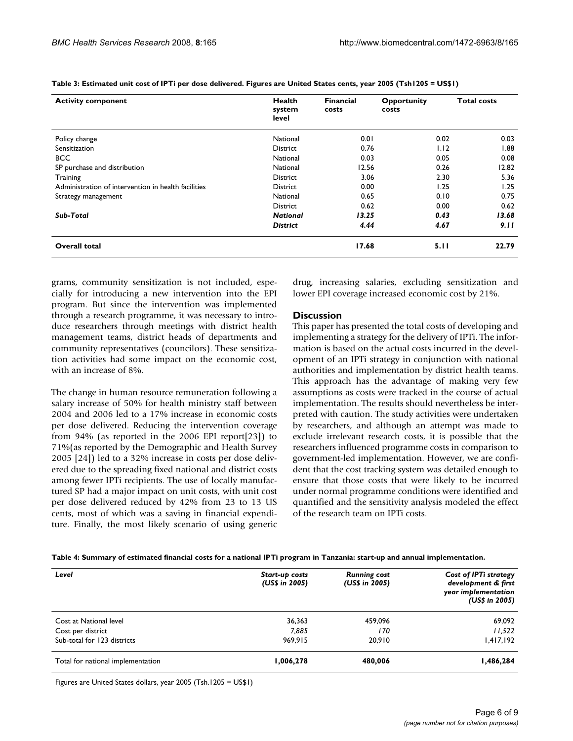**Table 3: Estimated unit cost of IPTi per dose delivered. Figures are United States cents, year 2005 (Tsh1205 = US$1)**

| Activity component | Health system level | Financial costs | Opportunity costs | Total costs |
| --- | --- | --- | --- | --- |
| Policy change | National | 0.01 | 0.02 | 0.03 |
| Sensitization | District | 0.76 | 1.12 | 1.88 |
| BCC | National | 0.03 | 0.05 | 0.08 |
| SP purchase and distribution | National | 12.56 | 0.26 | 12.82 |
| Training | District | 3.06 | 2.30 | 5.36 |
| Administration of intervention in health facilities | District | 0.00 | 1.25 | 1.25 |
| Strategy management | National | 0.65 | 0.10 | 0.75 |
| | District | 0.62 | 0.00 | 0.62 |
| ***Sub-Total*** | ***National*** | ***13.25*** | ***0.43*** | ***13.68*** |
| | ***District*** | ***4.44*** | ***4.67*** | ***9.11*** |
| **Overall total** | | **17.68** | **5.11** | **22.79** |

grams, community sensitization is not included, especially for introducing a new intervention into the EPI program. But since the intervention was implemented through a research programme, it was necessary to introduce researchers through meetings with district health management teams, district heads of departments and community representatives (councilors). These sensitization activities had some impact on the economic cost, with an increase of 8%.

The change in human resource remuneration following a salary increase of 50% for health ministry staff between 2004 and 2006 led to a 17% increase in economic costs per dose delivered. Reducing the intervention coverage from 94% (as reported in the 2006 EPI report[23]) to 71%(as reported by the Demographic and Health Survey 2005 [24]) led to a 32% increase in costs per dose delivered due to the spreading fixed national and district costs among fewer IPTi recipients. The use of locally manufactured SP had a major impact on unit costs, with unit cost per dose delivered reduced by 42% from 23 to 13 US cents, most of which was a saving in financial expenditure. Finally, the most likely scenario of using generic drug, increasing salaries, excluding sensitization and lower EPI coverage increased economic cost by 21%.

## Discussion

This paper has presented the total costs of developing and implementing a strategy for the delivery of IPTi. The information is based on the actual costs incurred in the development of an IPTi strategy in conjunction with national authorities and implementation by district health teams. This approach has the advantage of making very few assumptions as costs were tracked in the course of actual implementation. The results should nevertheless be interpreted with caution. The study activities were undertaken by researchers, and although an attempt was made to exclude irrelevant research costs, it is possible that the researchers influenced programme costs in comparison to government-led implementation. However, we are confident that the cost tracking system was detailed enough to ensure that those costs that were likely to be incurred under normal programme conditions were identified and quantified and the sensitivity analysis modeled the effect of the research team on IPTi costs.

**Table 4: Summary of estimated financial costs for a national IPTi program in Tanzania: start-up and annual implementation.**

| *Level* | *Start-up costs (US$ in 2005)* | *Running cost (US$ in 2005)* | *Cost of IPTi strategy development & first year implementation (US$ in 2005)* |
| --- | --- | --- | --- |
| Cost at National level | 36,363 | 459,096 | 69,092 |
| Cost per district | *7,885* | *170* | *11,522* |
| Sub-total for 123 districts | 969,915 | 20,910 | 1,417,192 |
| Total for national implementation | **1,006,278** | **480,006** | **1,486,284** |

Figures are United States dollars, year 2005 (Tsh.1205 = US$1)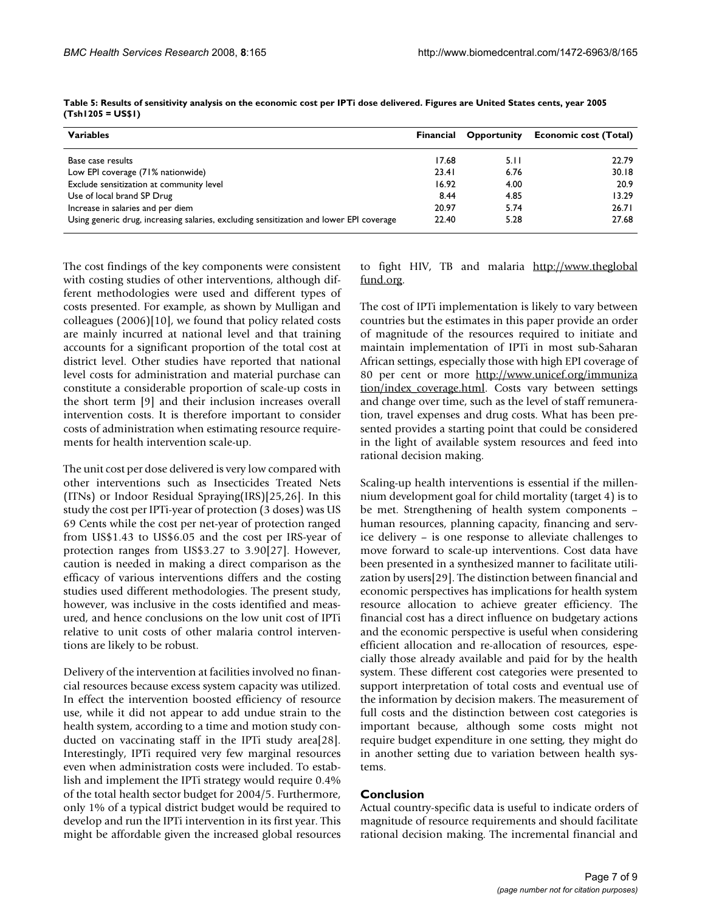**Table 5: Results of sensitivity analysis on the economic cost per IPTi dose delivered. Figures are United States cents, year 2005 (Tsh1205 = US$1)**

| Variables | Financial | Opportunity | Economic cost (Total) |
| --- | --- | --- | --- |
| Base case results | 17.68 | 5.11 | 22.79 |
| Low EPI coverage (71% nationwide) | 23.41 | 6.76 | 30.18 |
| Exclude sensitization at community level | 16.92 | 4.00 | 20.9 |
| Use of local brand SP Drug | 8.44 | 4.85 | 13.29 |
| Increase in salaries and per diem | 20.97 | 5.74 | 26.71 |
| Using generic drug, increasing salaries, excluding sensitization and lower EPI coverage | 22.40 | 5.28 | 27.68 |

The cost findings of the key components were consistent with costing studies of other interventions, although different methodologies were used and different types of costs presented. For example, as shown by Mulligan and colleagues (2006)[10], we found that policy related costs are mainly incurred at national level and that training accounts for a significant proportion of the total cost at district level. Other studies have reported that national level costs for administration and material purchase can constitute a considerable proportion of scale-up costs in the short term [9] and their inclusion increases overall intervention costs. It is therefore important to consider costs of administration when estimating resource requirements for health intervention scale-up.

The unit cost per dose delivered is very low compared with other interventions such as Insecticides Treated Nets (ITNs) or Indoor Residual Spraying(IRS)[25,26]. In this study the cost per IPTi-year of protection (3 doses) was US 69 Cents while the cost per net-year of protection ranged from US$1.43 to US$6.05 and the cost per IRS-year of protection ranges from US$3.27 to 3.90[27]. However, caution is needed in making a direct comparison as the efficacy of various interventions differs and the costing studies used different methodologies. The present study, however, was inclusive in the costs identified and measured, and hence conclusions on the low unit cost of IPTi relative to unit costs of other malaria control interventions are likely to be robust.

Delivery of the intervention at facilities involved no financial resources because excess system capacity was utilized. In effect the intervention boosted efficiency of resource use, while it did not appear to add undue strain to the health system, according to a time and motion study conducted on vaccinating staff in the IPTi study area[28]. Interestingly, IPTi required very few marginal resources even when administration costs were included. To establish and implement the IPTi strategy would require 0.4% of the total health sector budget for 2004/5. Furthermore, only 1% of a typical district budget would be required to develop and run the IPTi intervention in its first year. This might be affordable given the increased global resources to fight HIV, TB and malaria http://www.theglobalfund.org.

The cost of IPTi implementation is likely to vary between countries but the estimates in this paper provide an order of magnitude of the resources required to initiate and maintain implementation of IPTi in most sub-Saharan African settings, especially those with high EPI coverage of 80 per cent or more http://www.unicef.org/immunization/index_coverage.html. Costs vary between settings and change over time, such as the level of staff remuneration, travel expenses and drug costs. What has been presented provides a starting point that could be considered in the light of available system resources and feed into rational decision making.

Scaling-up health interventions is essential if the millennium development goal for child mortality (target 4) is to be met. Strengthening of health system components – human resources, planning capacity, financing and service delivery – is one response to alleviate challenges to move forward to scale-up interventions. Cost data have been presented in a synthesized manner to facilitate utilization by users[29]. The distinction between financial and economic perspectives has implications for health system resource allocation to achieve greater efficiency. The financial cost has a direct influence on budgetary actions and the economic perspective is useful when considering efficient allocation and re-allocation of resources, especially those already available and paid for by the health system. These different cost categories were presented to support interpretation of total costs and eventual use of the information by decision makers. The measurement of full costs and the distinction between cost categories is important because, although some costs might not require budget expenditure in one setting, they might do in another setting due to variation between health systems.

## Conclusion

Actual country-specific data is useful to indicate orders of magnitude of resource requirements and should facilitate rational decision making. The incremental financial and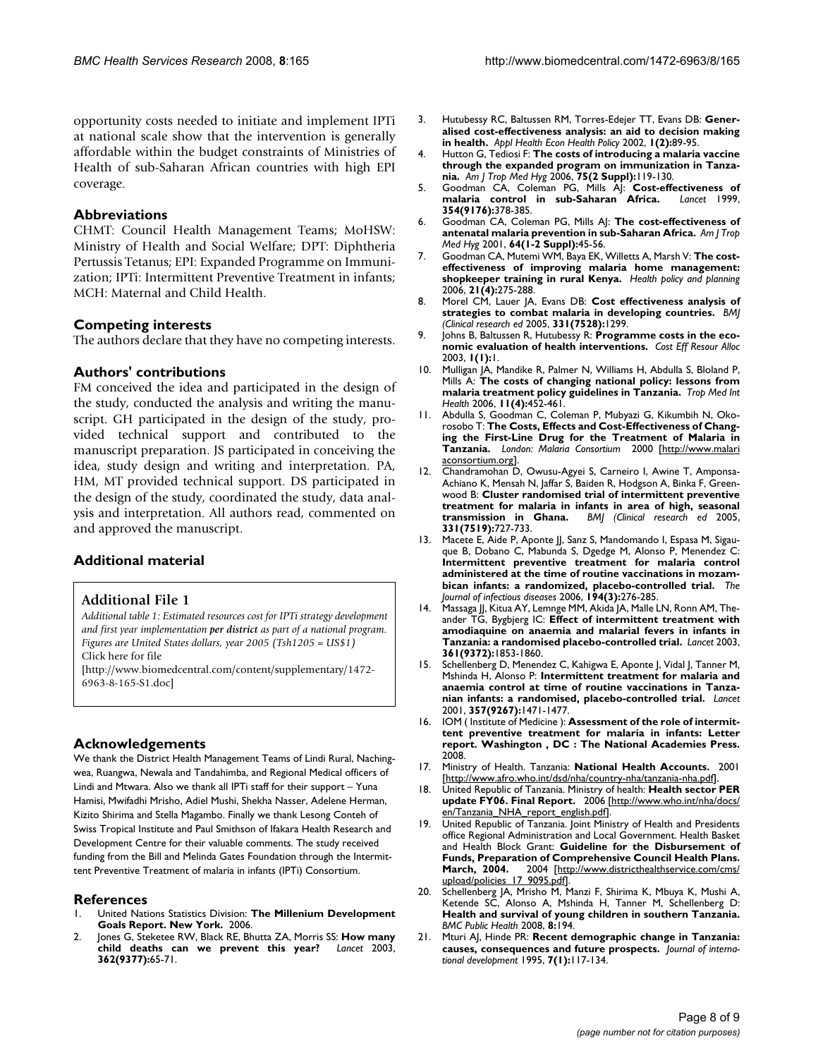opportunity costs needed to initiate and implement IPTi at national scale show that the intervention is generally affordable within the budget constraints of Ministries of Health of sub-Saharan African countries with high EPI coverage.

## Abbreviations

CHMT: Council Health Management Teams; MoHSW: Ministry of Health and Social Welfare; DPT: Diphtheria Pertussis Tetanus; EPI: Expanded Programme on Immunization; IPTi: Intermittent Preventive Treatment in infants; MCH: Maternal and Child Health.

## Competing interests

The authors declare that they have no competing interests.

## Authors' contributions

FM conceived the idea and participated in the design of the study, conducted the analysis and writing the manuscript. GH participated in the design of the study, provided technical support and contributed to the manuscript preparation. JS participated in conceiving the idea, study design and writing and interpretation. PA, HM, MT provided technical support. DS participated in the design of the study, coordinated the study, data analysis and interpretation. All authors read, commented on and approved the manuscript.

## Additional material

### Additional File 1

*Additional table 1: Estimated resources cost for IPTi strategy development and first year implementation **per district** as part of a national program. Figures are United States dollars, year 2005 (Tsh1205 = US$1)*
Click here for file
[http://www.biomedcentral.com/content/supplementary/1472-6963-8-165-S1.doc]

## Acknowledgements

We thank the District Health Management Teams of Lindi Rural, Nachingwea, Ruangwa, Newala and Tandahimba, and Regional Medical officers of Lindi and Mtwara. Also we thank all IPTi staff for their support – Yuna Hamisi, Mwifadhi Mrisho, Adiel Mushi, Shekha Nasser, Adelene Herman, Kizito Shirima and Stella Magambo. Finally we thank Lesong Conteh of Swiss Tropical Institute and Paul Smithson of Ifakara Health Research and Development Centre for their valuable comments. The study received funding from the Bill and Melinda Gates Foundation through the Intermittent Preventive Treatment of malaria in infants (IPTi) Consortium.

## References

1. United Nations Statistics Division: **The Millenium Development Goals Report. New York.** 2006.
2. Jones G, Steketee RW, Black RE, Bhutta ZA, Morris SS: **How many child deaths can we prevent this year?** *Lancet* 2003, **362(9377):**65-71.
3. Hutubessy RC, Baltussen RM, Torres-Edejer TT, Evans DB: **Generalised cost-effectiveness analysis: an aid to decision making in health.** *Appl Health Econ Health Policy* 2002, **1(2):**89-95.
4. Hutton G, Tediosi F: **The costs of introducing a malaria vaccine through the expanded program on immunization in Tanzania.** *Am J Trop Med Hyg* 2006, **75(2 Suppl):**119-130.
5. Goodman CA, Coleman PG, Mills AJ: **Cost-effectiveness of malaria control in sub-Saharan Africa.** *Lancet* 1999, **354(9176):**378-385.
6. Goodman CA, Coleman PG, Mills AJ: **The cost-effectiveness of antenatal malaria prevention in sub-Saharan Africa.** *Am J Trop Med Hyg* 2001, **64(1-2 Suppl):**45-56.
7. Goodman CA, Mutemi WM, Baya EK, Willetts A, Marsh V: **The cost-effectiveness of improving malaria home management: shopkeeper training in rural Kenya.** *Health policy and planning* 2006, **21(4):**275-288.
8. Morel CM, Lauer JA, Evans DB: **Cost effectiveness analysis of strategies to combat malaria in developing countries.** *BMJ (Clinical research ed* 2005, **331(7528):**1299.
9. Johns B, Baltussen R, Hutubessy R: **Programme costs in the economic evaluation of health interventions.** *Cost Eff Resour Alloc* 2003, **1(1):**1.
10. Mulligan JA, Mandike R, Palmer N, Williams H, Abdulla S, Bloland P, Mills A: **The costs of changing national policy: lessons from malaria treatment policy guidelines in Tanzania.** *Trop Med Int Health* 2006, **11(4):**452-461.
11. Abdulla S, Goodman C, Coleman P, Mubyazi G, Kikumbih N, Okorosobo T: **The Costs, Effects and Cost-Effectiveness of Changing the First-Line Drug for the Treatment of Malaria in Tanzania.** *London: Malaria Consortium* 2000 [http://www.malariaconsortium.org].
12. Chandramohan D, Owusu-Agyei S, Carneiro I, Awine T, Amponsa-Achiano K, Mensah N, Jaffar S, Baiden R, Hodgson A, Binka F, Greenwood B: **Cluster randomised trial of intermittent preventive treatment for malaria in infants in area of high, seasonal transmission in Ghana.** *BMJ (Clinical research ed* 2005, **331(7519):**727-733.
13. Macete E, Aide P, Aponte JJ, Sanz S, Mandomando I, Espasa M, Sigauque B, Dobano C, Mabunda S, Dgedge M, Alonso P, Menendez C: **Intermittent preventive treatment for malaria control administered at the time of routine vaccinations in mozambican infants: a randomized, placebo-controlled trial.** *The Journal of infectious diseases* 2006, **194(3):**276-285.
14. Massaga JJ, Kitua AY, Lemnge MM, Akida JA, Malle LN, Ronn AM, Theander TG, Bygbjerg IC: **Effect of intermittent treatment with amodiaquine on anaemia and malarial fevers in infants in Tanzania: a randomised placebo-controlled trial.** *Lancet* 2003, **361(9372):**1853-1860.
15. Schellenberg D, Menendez C, Kahigwa E, Aponte J, Vidal J, Tanner M, Mshinda H, Alonso P: **Intermittent treatment for malaria and anaemia control at time of routine vaccinations in Tanzanian infants: a randomised, placebo-controlled trial.** *Lancet* 2001, **357(9267):**1471-1477.
16. IOM ( Institute of Medicine ): **Assessment of the role of intermittent preventive treatment for malaria in infants: Letter report. Washington , DC : The National Academies Press.** 2008.
17. Ministry of Health. Tanzania: **National Health Accounts.** 2001 [http://www.afro.who.int/dsd/nha/country-nha/tanzania-nha.pdf].
18. United Republic of Tanzania. Ministry of health: **Health sector PER update FY06. Final Report.** 2006 [http://www.who.int/nha/docs/en/Tanzania_NHA_report_english.pdf].
19. United Republic of Tanzania. Joint Ministry of Health and Presidents office Regional Administration and Local Government. Health Basket and Health Block Grant: **Guideline for the Disbursement of Funds, Preparation of Comprehensive Council Health Plans. March, 2004.** 2004 [http://www.districthealthservice.com/cms/upload/policies_17_9095.pdf].
20. Schellenberg JA, Mrisho M, Manzi F, Shirima K, Mbuya K, Mushi A, Ketende SC, Alonso A, Mshinda H, Tanner M, Schellenberg D: **Health and survival of young children in southern Tanzania.** *BMC Public Health* 2008, **8:**194.
21. Mturi AJ, Hinde PR: **Recent demographic change in Tanzania: causes, consequences and future prospects.** *Journal of international development* 1995, **7(1):**117-134.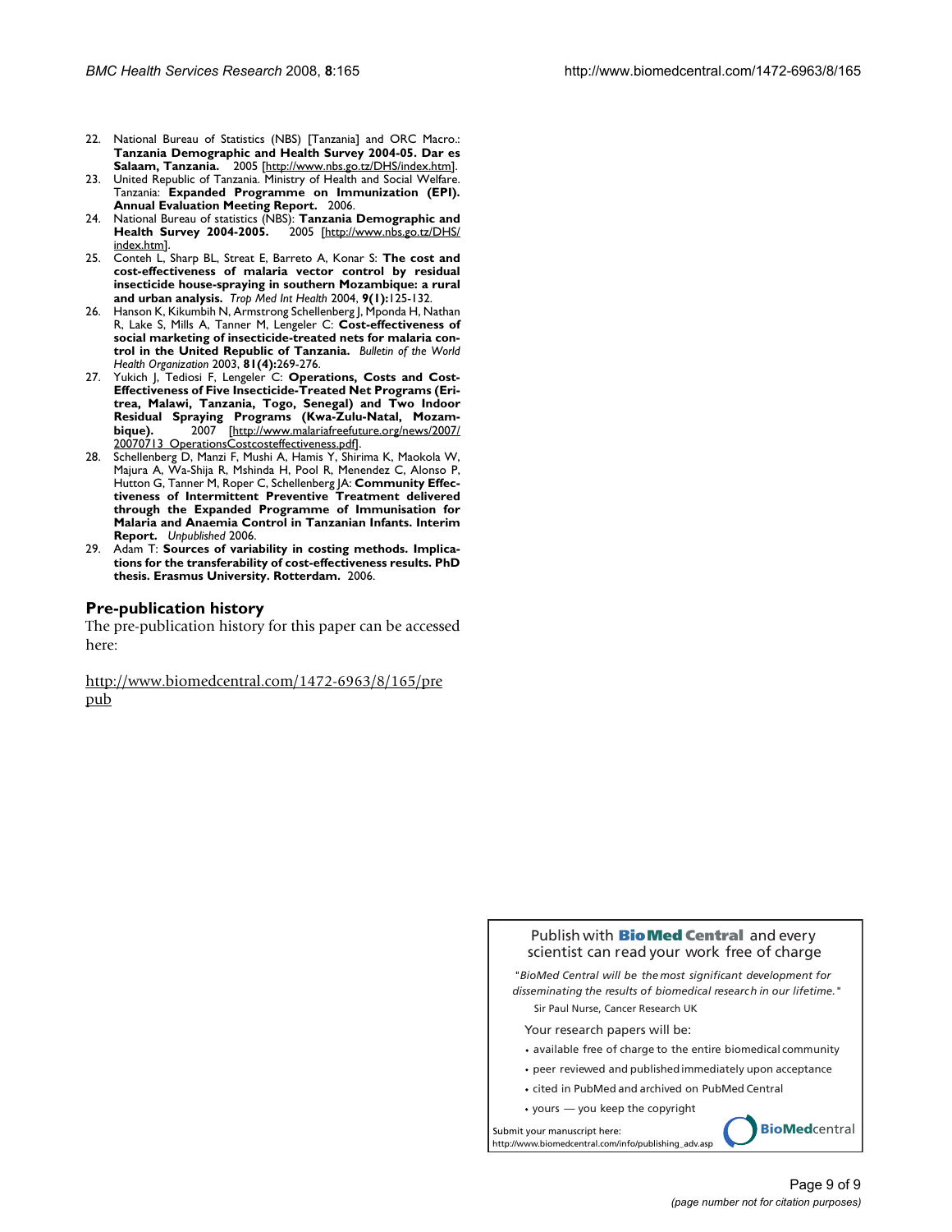22. National Bureau of Statistics (NBS) [Tanzania] and ORC Macro.: **Tanzania Demographic and Health Survey 2004-05. Dar es Salaam, Tanzania.** 2005 [http://www.nbs.go.tz/DHS/index.htm].
23. United Republic of Tanzania. Ministry of Health and Social Welfare. Tanzania: **Expanded Programme on Immunization (EPI). Annual Evaluation Meeting Report.** 2006.
24. National Bureau of statistics (NBS): **Tanzania Demographic and Health Survey 2004-2005.** 2005 [http://www.nbs.go.tz/DHS/index.htm].
25. Conteh L, Sharp BL, Streat E, Barreto A, Konar S: **The cost and cost-effectiveness of malaria vector control by residual insecticide house-spraying in southern Mozambique: a rural and urban analysis.** *Trop Med Int Health* 2004, **9(1):**125-132.
26. Hanson K, Kikumbih N, Armstrong Schellenberg J, Mponda H, Nathan R, Lake S, Mills A, Tanner M, Lengeler C: **Cost-effectiveness of social marketing of insecticide-treated nets for malaria control in the United Republic of Tanzania.** *Bulletin of the World Health Organization* 2003, **81(4):**269-276.
27. Yukich J, Tediosi F, Lengeler C: **Operations, Costs and Cost-Effectiveness of Five Insecticide-Treated Net Programs (Eritrea, Malawi, Tanzania, Togo, Senegal) and Two Indoor Residual Spraying Programs (Kwa-Zulu-Natal, Mozambique).** 2007 [http://www.malariafreefuture.org/news/2007/20070713_OperationsCostcosteffectiveness.pdf].
28. Schellenberg D, Manzi F, Mushi A, Hamis Y, Shirima K, Maokola W, Majura A, Wa-Shija R, Mshinda H, Pool R, Menendez C, Alonso P, Hutton G, Tanner M, Roper C, Schellenberg JA: **Community Effectiveness of Intermittent Preventive Treatment delivered through the Expanded Programme of Immunisation for Malaria and Anaemia Control in Tanzanian Infants. Interim Report.** *Unpublished* 2006.
29. Adam T: **Sources of variability in costing methods. Implications for the transferability of cost-effectiveness results. PhD thesis. Erasmus University. Rotterdam.** 2006.

## Pre-publication history

The pre-publication history for this paper can be accessed here:

http://www.biomedcentral.com/1472-6963/8/165/prepub